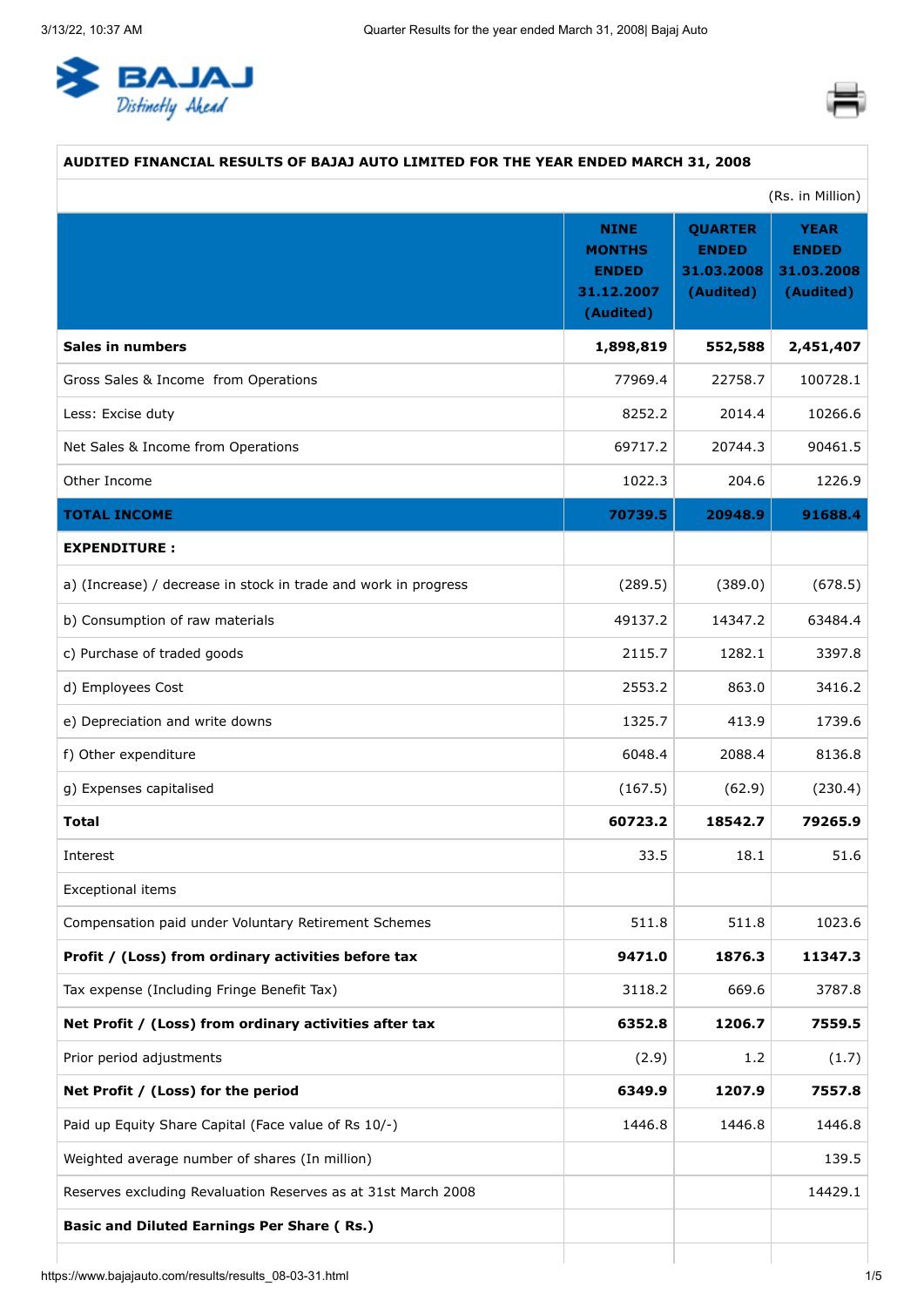| AUDITED FINANCIAL RESULTS OF BAJAJ AUTO LIMITED FOR THE YEAR ENDED MARCH 31, 2008 | | | |
|---|---|---|---|
| | | | (Rs. in Million) |
| | **NINE MONTHS ENDED 31.12.2007 (Audited)** | **QUARTER ENDED 31.03.2008 (Audited)** | **YEAR ENDED 31.03.2008 (Audited)** |
| **Sales in numbers** | **1,898,819** | **552,588** | **2,451,407** |
| Gross Sales & Income from Operations | 77969.4 | 22758.7 | 100728.1 |
| Less: Excise duty | 8252.2 | 2014.4 | 10266.6 |
| Net Sales & Income from Operations | 69717.2 | 20744.3 | 90461.5 |
| Other Income | 1022.3 | 204.6 | 1226.9 |
| **TOTAL INCOME** | **70739.5** | **20948.9** | **91688.4** |
| **EXPENDITURE :** | | | |
| a) (Increase) / decrease in stock in trade and work in progress | (289.5) | (389.0) | (678.5) |
| b) Consumption of raw materials | 49137.2 | 14347.2 | 63484.4 |
| c) Purchase of traded goods | 2115.7 | 1282.1 | 3397.8 |
| d) Employees Cost | 2553.2 | 863.0 | 3416.2 |
| e) Depreciation and write downs | 1325.7 | 413.9 | 1739.6 |
| f) Other expenditure | 6048.4 | 2088.4 | 8136.8 |
| g) Expenses capitalised | (167.5) | (62.9) | (230.4) |
| **Total** | **60723.2** | **18542.7** | **79265.9** |
| Interest | 33.5 | 18.1 | 51.6 |
| Exceptional items | | | |
| Compensation paid under Voluntary Retirement Schemes | 511.8 | 511.8 | 1023.6 |
| **Profit / (Loss) from ordinary activities before tax** | **9471.0** | **1876.3** | **11347.3** |
| Tax expense (Including Fringe Benefit Tax) | 3118.2 | 669.6 | 3787.8 |
| **Net Profit / (Loss) from ordinary activities after tax** | **6352.8** | **1206.7** | **7559.5** |
| Prior period adjustments | (2.9) | 1.2 | (1.7) |
| **Net Profit / (Loss) for the period** | **6349.9** | **1207.9** | **7557.8** |
| Paid up Equity Share Capital (Face value of Rs 10/-) | 1446.8 | 1446.8 | 1446.8 |
| Weighted average number of shares (In million) | | | 139.5 |
| Reserves excluding Revaluation Reserves as at 31st March 2008 | | | 14429.1 |
| **Basic and Diluted Earnings Per Share ( Rs.)** | | | |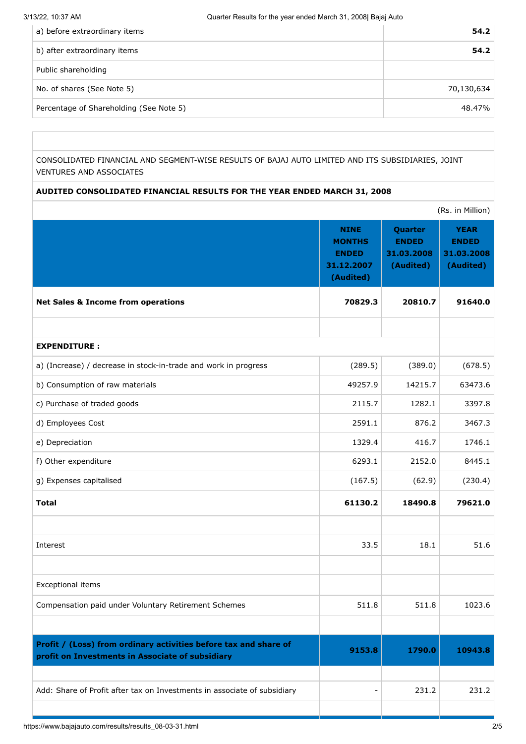| | | | |
|---|---|---|---|
| a) before extraordinary items | | | **54.2** |
| b) after extraordinary items | | | **54.2** |
| Public shareholding | | | |
| No. of shares (See Note 5) | | | 70,130,634 |
| Percentage of Shareholding (See Note 5) | | | 48.47% |

CONSOLIDATED FINANCIAL AND SEGMENT-WISE RESULTS OF BAJAJ AUTO LIMITED AND ITS SUBSIDIARIES, JOINT VENTURES AND ASSOCIATES

**AUDITED CONSOLIDATED FINANCIAL RESULTS FOR THE YEAR ENDED MARCH 31, 2008**

(Rs. in Million)

| | NINE MONTHS ENDED 31.12.2007 (Audited) | Quarter ENDED 31.03.2008 (Audited) | YEAR ENDED 31.03.2008 (Audited) |
|---|---|---|---|
| **Net Sales & Income from operations** | **70829.3** | **20810.7** | **91640.0** |
| | | | |
| **EXPENDITURE :** | | | |
| a) (Increase) / decrease in stock-in-trade and work in progress | (289.5) | (389.0) | (678.5) |
| b) Consumption of raw materials | 49257.9 | 14215.7 | 63473.6 |
| c) Purchase of traded goods | 2115.7 | 1282.1 | 3397.8 |
| d) Employees Cost | 2591.1 | 876.2 | 3467.3 |
| e) Depreciation | 1329.4 | 416.7 | 1746.1 |
| f) Other expenditure | 6293.1 | 2152.0 | 8445.1 |
| g) Expenses capitalised | (167.5) | (62.9) | (230.4) |
| **Total** | **61130.2** | **18490.8** | **79621.0** |
| | | | |
| Interest | 33.5 | 18.1 | 51.6 |
| | | | |
| Exceptional items | | | |
| Compensation paid under Voluntary Retirement Schemes | 511.8 | 511.8 | 1023.6 |
| | | | |
| **Profit / (Loss) from ordinary activities before tax and share of profit on Investments in Associate of subsidiary** | **9153.8** | **1790.0** | **10943.8** |
| | | | |
| Add: Share of Profit after tax on Investments in associate of subsidiary | - | 231.2 | 231.2 |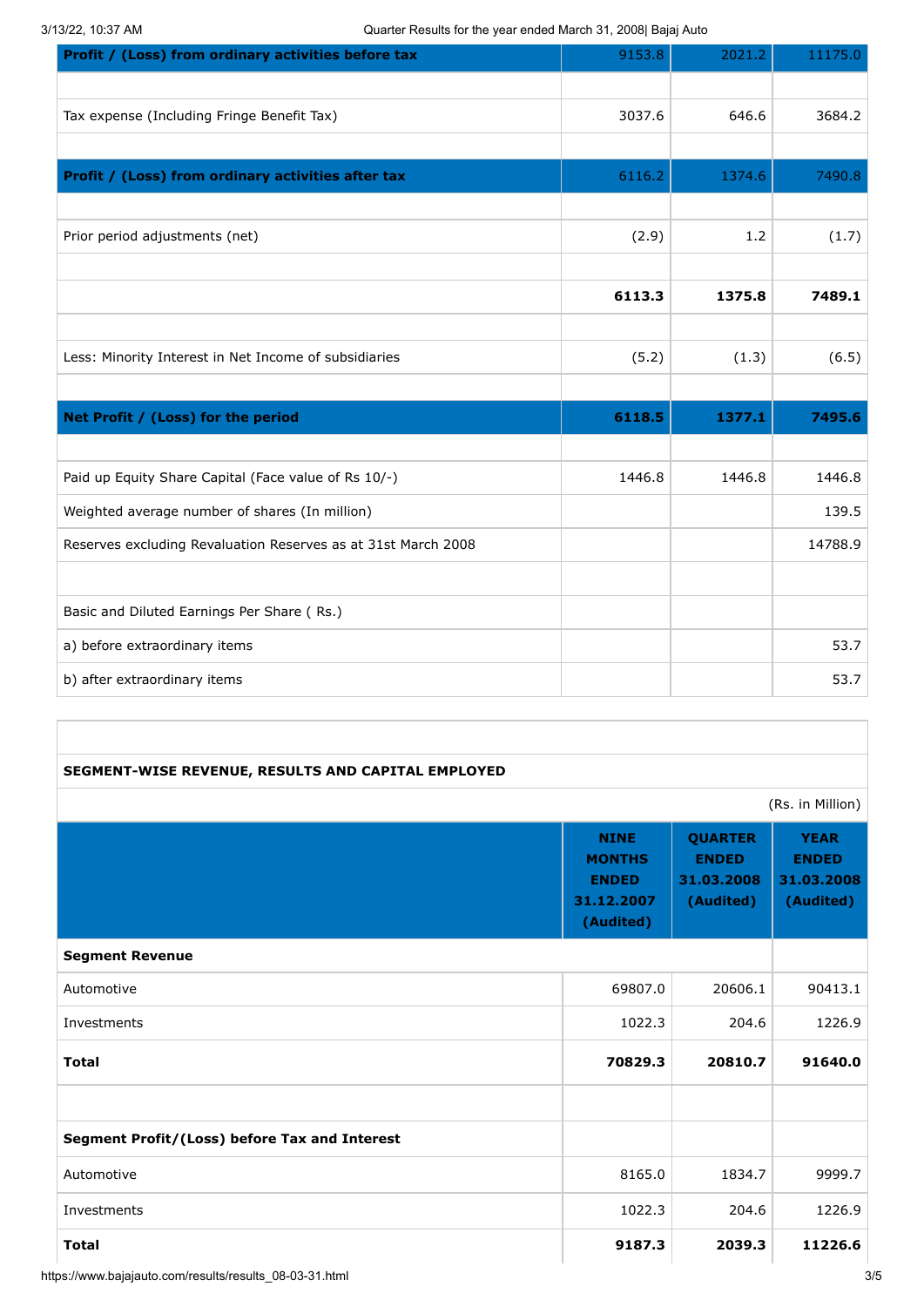| | | | |
|---|---|---|---|
| **Profit / (Loss) from ordinary activities before tax** | 9153.8 | 2021.2 | 11175.0 |
| | | | |
| Tax expense (Including Fringe Benefit Tax) | 3037.6 | 646.6 | 3684.2 |
| | | | |
| **Profit / (Loss) from ordinary activities after tax** | 6116.2 | 1374.6 | 7490.8 |
| | | | |
| Prior period adjustments (net) | (2.9) | 1.2 | (1.7) |
| | | | |
| | **6113.3** | **1375.8** | **7489.1** |
| | | | |
| Less: Minority Interest in Net Income of subsidiaries | (5.2) | (1.3) | (6.5) |
| | | | |
| **Net Profit / (Loss) for the period** | **6118.5** | **1377.1** | **7495.6** |
| | | | |
| Paid up Equity Share Capital (Face value of Rs 10/-) | 1446.8 | 1446.8 | 1446.8 |
| Weighted average number of shares (In million) | | | 139.5 |
| Reserves excluding Revaluation Reserves as at 31st March 2008 | | | 14788.9 |
| | | | |
| Basic and Diluted Earnings Per Share ( Rs.) | | | |
| a) before extraordinary items | | | 53.7 |
| b) after extraordinary items | | | 53.7 |

**SEGMENT-WISE REVENUE, RESULTS AND CAPITAL EMPLOYED**

(Rs. in Million)

| | NINE MONTHS ENDED 31.12.2007 (Audited) | QUARTER ENDED 31.03.2008 (Audited) | YEAR ENDED 31.03.2008 (Audited) |
|---|---|---|---|
| **Segment Revenue** | | | |
| Automotive | 69807.0 | 20606.1 | 90413.1 |
| Investments | 1022.3 | 204.6 | 1226.9 |
| **Total** | **70829.3** | **20810.7** | **91640.0** |
| | | | |
| **Segment Profit/(Loss) before Tax and Interest** | | | |
| Automotive | 8165.0 | 1834.7 | 9999.7 |
| Investments | 1022.3 | 204.6 | 1226.9 |
| **Total** | **9187.3** | **2039.3** | **11226.6** |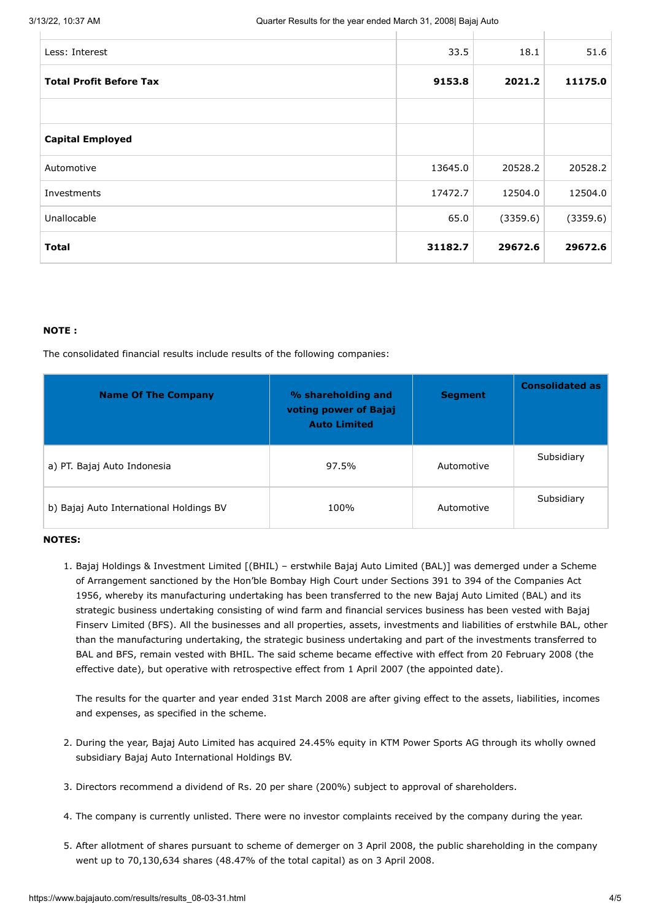|  |  |  |  |
|---|---|---|---|
| Less: Interest | 33.5 | 18.1 | 51.6 |
| **Total Profit Before Tax** | **9153.8** | **2021.2** | **11175.0** |
|  |  |  |  |
| **Capital Employed** |  |  |  |
| Automotive | 13645.0 | 20528.2 | 20528.2 |
| Investments | 17472.7 | 12504.0 | 12504.0 |
| Unallocable | 65.0 | (3359.6) | (3359.6) |
| **Total** | **31182.7** | **29672.6** | **29672.6** |

**NOTE :**

The consolidated financial results include results of the following companies:

| Name Of The Company | % shareholding and voting power of Bajaj Auto Limited | Segment | Consolidated as |
|---|---|---|---|
| a) PT. Bajaj Auto Indonesia | 97.5% | Automotive | Subsidiary |
| b) Bajaj Auto International Holdings BV | 100% | Automotive | Subsidiary |

**NOTES:**

1. Bajaj Holdings & Investment Limited [(BHIL) – erstwhile Bajaj Auto Limited (BAL)] was demerged under a Scheme of Arrangement sanctioned by the Hon'ble Bombay High Court under Sections 391 to 394 of the Companies Act 1956, whereby its manufacturing undertaking has been transferred to the new Bajaj Auto Limited (BAL) and its strategic business undertaking consisting of wind farm and financial services business has been vested with Bajaj Finserv Limited (BFS). All the businesses and all properties, assets, investments and liabilities of erstwhile BAL, other than the manufacturing undertaking, the strategic business undertaking and part of the investments transferred to BAL and BFS, remain vested with BHIL. The said scheme became effective with effect from 20 February 2008 (the effective date), but operative with retrospective effect from 1 April 2007 (the appointed date).

   The results for the quarter and year ended 31st March 2008 are after giving effect to the assets, liabilities, incomes and expenses, as specified in the scheme.

2. During the year, Bajaj Auto Limited has acquired 24.45% equity in KTM Power Sports AG through its wholly owned subsidiary Bajaj Auto International Holdings BV.

3. Directors recommend a dividend of Rs. 20 per share (200%) subject to approval of shareholders.

4. The company is currently unlisted. There were no investor complaints received by the company during the year.

5. After allotment of shares pursuant to scheme of demerger on 3 April 2008, the public shareholding in the company went up to 70,130,634 shares (48.47% of the total capital) as on 3 April 2008.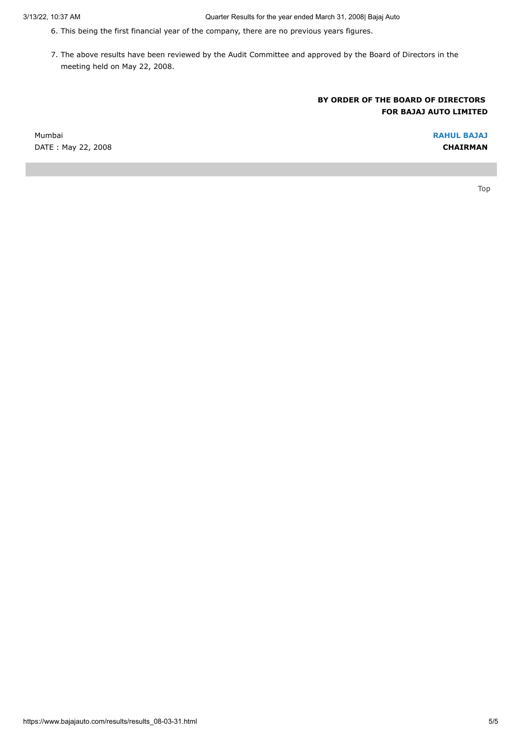6. This being the first financial year of the company, there are no previous years figures.

7. The above results have been reviewed by the Audit Committee and approved by the Board of Directors in the meeting held on May 22, 2008.

**BY ORDER OF THE BOARD OF DIRECTORS**
**FOR BAJAJ AUTO LIMITED**

Mumbai
DATE : May 22, 2008

**RAHUL BAJAJ**
**CHAIRMAN**

Top